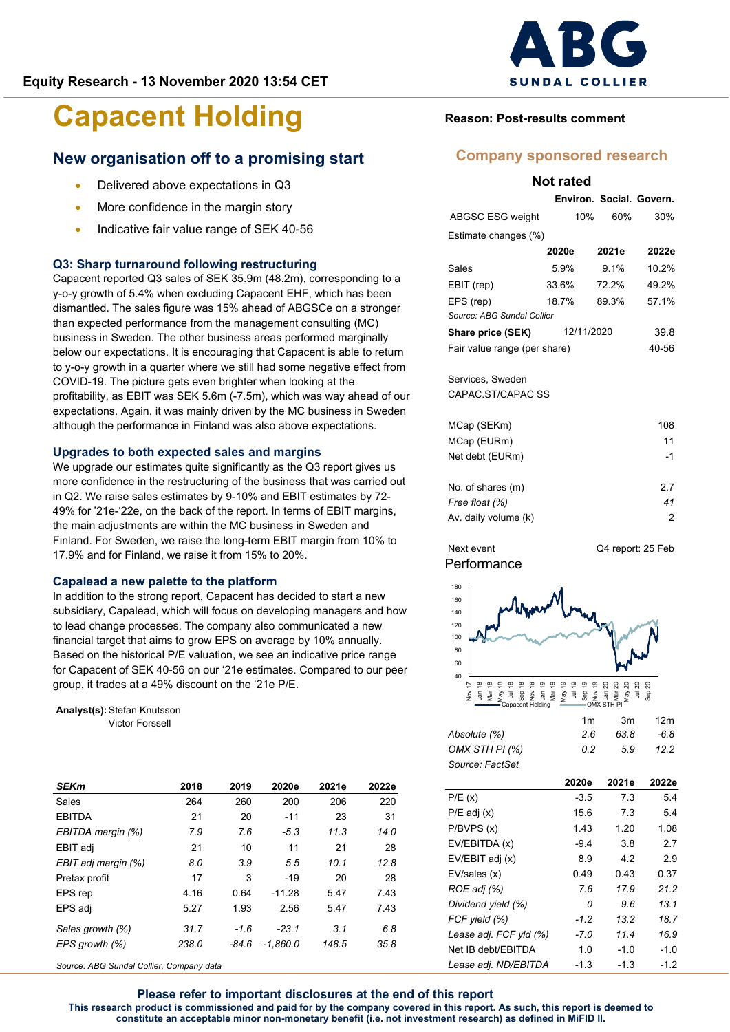Equity Research - 13 November 2020 13:54 CET

# Capacent Holding

## New organisation off to a promising start

- Delivered above expectations in Q3
- More confidence in the margin story
- Indicative fair value range of SEK 40-56

### Q3: Sharp turnaround following restructuring

Capacent reported Q3 sales of SEK 35.9m (48.2m), corresponding to a y-o-y growth of 5.4% when excluding Capacent EHF, which has been dismantled. The sales figure was 15% ahead of ABGSCe on a stronger than expected performance from the management consulting (MC) business in Sweden. The other business areas performed marginally below our expectations. It is encouraging that Capacent is able to return to y-o-y growth in a quarter where we still had some negative effect from COVID-19. The picture gets even brighter when looking at the profitability, as EBIT was SEK 5.6m (-7.5m), which was way ahead of our expectations. Again, it was mainly driven by the MC business in Sweden although the performance in Finland was also above expectations.

### Upgrades to both expected sales and margins

We upgrade our estimates quite significantly as the Q3 report gives us more confidence in the restructuring of the business that was carried out in Q2. We raise sales estimates by 9-10% and EBIT estimates by 72-49% for '21e-'22e, on the back of the report. In terms of EBIT margins, the main adjustments are within the MC business in Sweden and Finland. For Sweden, we raise the long-term EBIT margin from 10% to 17.9% and for Finland, we raise it from 15% to 20%.

### Capalead a new palette to the platform

In addition to the strong report, Capacent has decided to start a new subsidiary, Capalead, which will focus on developing managers and how to lead change processes. The company also communicated a new financial target that aims to grow EPS on average by 10% annually. Based on the historical P/E valuation, we see an indicative price range for Capacent of SEK 40-56 on our '21e estimates. Compared to our peer group, it trades at a 49% discount on the '21e P/E.

**Analyst(s):** Stefan Knutsson
Victor Forssell

| SEKm | 2018 | 2019 | 2020e | 2021e | 2022e |
|---|---|---|---|---|---|
| Sales | 264 | 260 | 200 | 206 | 220 |
| EBITDA | 21 | 20 | -11 | 23 | 31 |
| *EBITDA margin (%)* | *7.9* | *7.6* | *-5.3* | *11.3* | *14.0* |
| EBIT adj | 21 | 10 | 11 | 21 | 28 |
| *EBIT adj margin (%)* | *8.0* | *3.9* | *5.5* | *10.1* | *12.8* |
| Pretax profit | 17 | 3 | -19 | 20 | 28 |
| EPS rep | 4.16 | 0.64 | -11.28 | 5.47 | 7.43 |
| EPS adj | 5.27 | 1.93 | 2.56 | 5.47 | 7.43 |
| *Sales growth (%)* | *31.7* | *-1.6* | *-23.1* | *3.1* | *6.8* |
| *EPS growth (%)* | *238.0* | *-84.6* | *-1,860.0* | *148.5* | *35.8* |

*Source: ABG Sundal Collier, Company data*

**Reason: Post-results comment**

**Company sponsored research**

**Not rated**

| | Environ. | Social. | Govern. |
|---|---|---|---|
| ABGSC ESG weight | 10% | 60% | 30% |

Estimate changes (%)

| | 2020e | 2021e | 2022e |
|---|---|---|---|
| Sales | 5.9% | 9.1% | 10.2% |
| EBIT (rep) | 33.6% | 72.2% | 49.2% |
| EPS (rep) | 18.7% | 89.3% | 57.1% |

*Source: ABG Sundal Collier*

| | | |
|---|---|---|
| **Share price (SEK)** | 12/11/2020 | 39.8 |
| Fair value range (per share) | | 40-56 |

Services, Sweden
CAPAC.ST/CAPAC SS

| | |
|---|---|
| MCap (SEKm) | 108 |
| MCap (EURm) | 11 |
| Net debt (EURm) | -1 |
| No. of shares (m) | 2.7 |
| *Free float (%)* | *41* |
| Av. daily volume (k) | 2 |

Next event: Q4 report: 25 Feb

Performance

| | 1m | 3m | 12m |
|---|---|---|---|
| *Absolute (%)* | *2.6* | *63.8* | *-6.8* |
| *OMX STH PI (%)* | *0.2* | *5.9* | *12.2* |

*Source: FactSet*

| | 2020e | 2021e | 2022e |
|---|---|---|---|
| P/E (x) | -3.5 | 7.3 | 5.4 |
| P/E adj (x) | 15.6 | 7.3 | 5.4 |
| P/BVPS (x) | 1.43 | 1.20 | 1.08 |
| EV/EBITDA (x) | -9.4 | 3.8 | 2.7 |
| EV/EBIT adj (x) | 8.9 | 4.2 | 2.9 |
| EV/sales (x) | 0.49 | 0.43 | 0.37 |
| *ROE adj (%)* | *7.6* | *17.9* | *21.2* |
| *Dividend yield (%)* | *0* | *9.6* | *13.1* |
| *FCF yield (%)* | *-1.2* | *13.2* | *18.7* |
| *Lease adj. FCF yld (%)* | *-7.0* | *11.4* | *16.9* |
| Net IB debt/EBITDA | 1.0 | -1.0 | -1.0 |
| *Lease adj. ND/EBITDA* | *-1.3* | *-1.3* | *-1.2* |

**Please refer to important disclosures at the end of this report**
**This research product is commissioned and paid for by the company covered in this report. As such, this report is deemed to constitute an acceptable minor non-monetary benefit (i.e. not investment research) as defined in MiFID II.**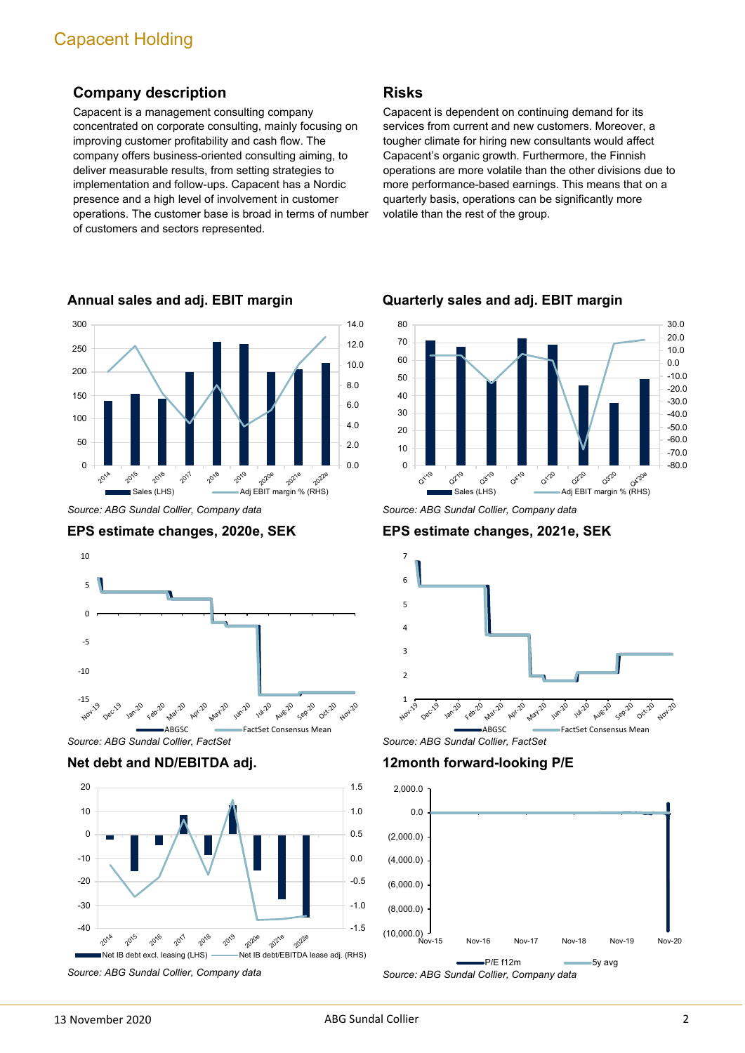## Company description

Capacent is a management consulting company concentrated on corporate consulting, mainly focusing on improving customer profitability and cash flow. The company offers business-oriented consulting aiming, to deliver measurable results, from setting strategies to implementation and follow-ups. Capacent has a Nordic presence and a high level of involvement in customer operations. The customer base is broad in terms of number of customers and sectors represented.

## Risks

Capacent is dependent on continuing demand for its services from current and new customers. Moreover, a tougher climate for hiring new consultants would affect Capacent's organic growth. Furthermore, the Finnish operations are more volatile than the other divisions due to more performance-based earnings. This means that on a quarterly basis, operations can be significantly more volatile than the rest of the group.

### Annual sales and adj. EBIT margin

*Source: ABG Sundal Collier, Company data*

### Quarterly sales and adj. EBIT margin

*Source: ABG Sundal Collier, Company data*

### EPS estimate changes, 2020e, SEK

*Source: ABG Sundal Collier, FactSet*

### EPS estimate changes, 2021e, SEK

*Source: ABG Sundal Collier, FactSet*

### Net debt and ND/EBITDA adj.

*Source: ABG Sundal Collier, Company data*

### 12month forward-looking P/E

*Source: ABG Sundal Collier, Company data*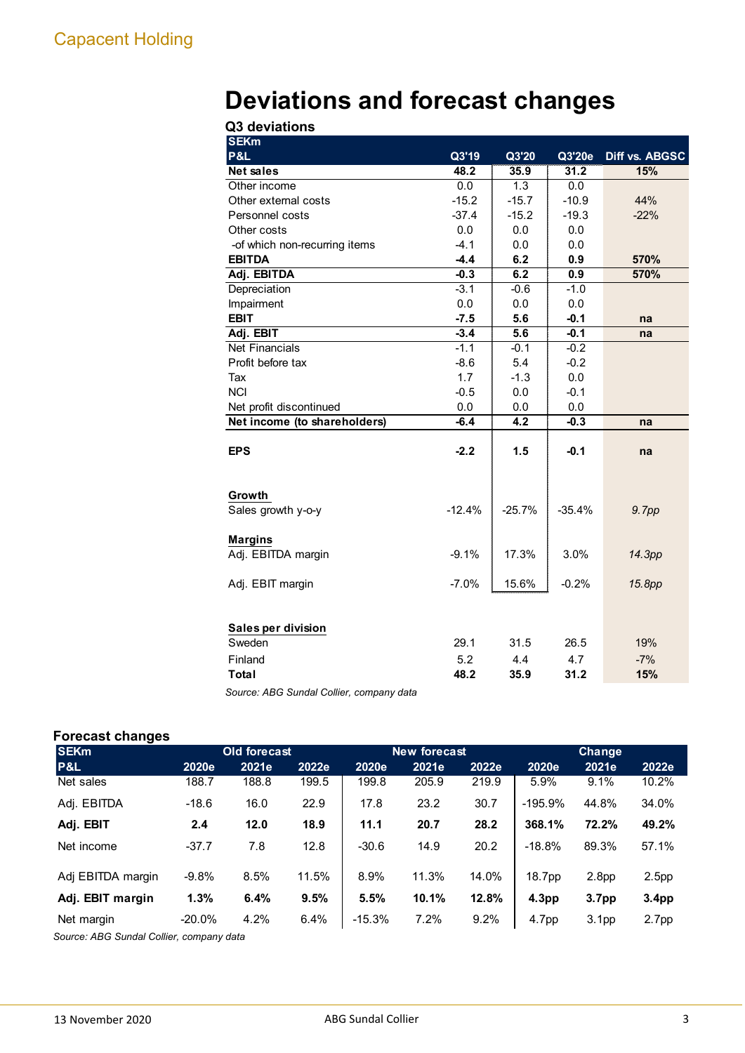Capacent Holding

# Deviations and forecast changes

### Q3 deviations

| SEKm<br>P&L | Q3'19 | Q3'20 | Q3'20e | Diff vs. ABGSC |
|---|---|---|---|---|
| **Net sales** | **48.2** | **35.9** | **31.2** | **15%** |
| Other income | 0.0 | 1.3 | 0.0 | |
| Other external costs | -15.2 | -15.7 | -10.9 | 44% |
| Personnel costs | -37.4 | -15.2 | -19.3 | -22% |
| Other costs | 0.0 | 0.0 | 0.0 | |
| -of which non-recurring items | -4.1 | 0.0 | 0.0 | |
| **EBITDA** | **-4.4** | **6.2** | **0.9** | **570%** |
| **Adj. EBITDA** | **-0.3** | **6.2** | **0.9** | **570%** |
| Depreciation | -3.1 | -0.6 | -1.0 | |
| Impairment | 0.0 | 0.0 | 0.0 | |
| **EBIT** | **-7.5** | **5.6** | **-0.1** | **na** |
| **Adj. EBIT** | **-3.4** | **5.6** | **-0.1** | **na** |
| Net Financials | -1.1 | -0.1 | -0.2 | |
| Profit before tax | -8.6 | 5.4 | -0.2 | |
| Tax | 1.7 | -1.3 | 0.0 | |
| NCI | -0.5 | 0.0 | -0.1 | |
| Net profit discontinued | 0.0 | 0.0 | 0.0 | |
| **Net income (to shareholders)** | **-6.4** | **4.2** | **-0.3** | **na** |
| | | | | |
| **EPS** | **-2.2** | **1.5** | **-0.1** | **na** |
| | | | | |
| **Growth** | | | | |
| Sales growth y-o-y | -12.4% | -25.7% | -35.4% | *9.7pp* |
| | | | | |
| **Margins** | | | | |
| Adj. EBITDA margin | -9.1% | 17.3% | 3.0% | *14.3pp* |
| Adj. EBIT margin | -7.0% | 15.6% | -0.2% | *15.8pp* |
| | | | | |
| **Sales per division** | | | | |
| Sweden | 29.1 | 31.5 | 26.5 | 19% |
| Finland | 5.2 | 4.4 | 4.7 | -7% |
| **Total** | **48.2** | **35.9** | **31.2** | **15%** |

*Source: ABG Sundal Collier, company data*

### Forecast changes

| SEKm | Old forecast | | | New forecast | | | Change | | |
|---|---|---|---|---|---|---|---|---|---|
| P&L | 2020e | 2021e | 2022e | 2020e | 2021e | 2022e | 2020e | 2021e | 2022e |
| Net sales | 188.7 | 188.8 | 199.5 | 199.8 | 205.9 | 219.9 | 5.9% | 9.1% | 10.2% |
| Adj. EBITDA | -18.6 | 16.0 | 22.9 | 17.8 | 23.2 | 30.7 | -195.9% | 44.8% | 34.0% |
| **Adj. EBIT** | **2.4** | **12.0** | **18.9** | **11.1** | **20.7** | **28.2** | **368.1%** | **72.2%** | **49.2%** |
| Net income | -37.7 | 7.8 | 12.8 | -30.6 | 14.9 | 20.2 | -18.8% | 89.3% | 57.1% |
| | | | | | | | | | |
| Adj EBITDA margin | -9.8% | 8.5% | 11.5% | 8.9% | 11.3% | 14.0% | 18.7pp | 2.8pp | 2.5pp |
| **Adj. EBIT margin** | **1.3%** | **6.4%** | **9.5%** | **5.5%** | **10.1%** | **12.8%** | **4.3pp** | **3.7pp** | **3.4pp** |
| Net margin | -20.0% | 4.2% | 6.4% | -15.3% | 7.2% | 9.2% | 4.7pp | 3.1pp | 2.7pp |

*Source: ABG Sundal Collier, company data*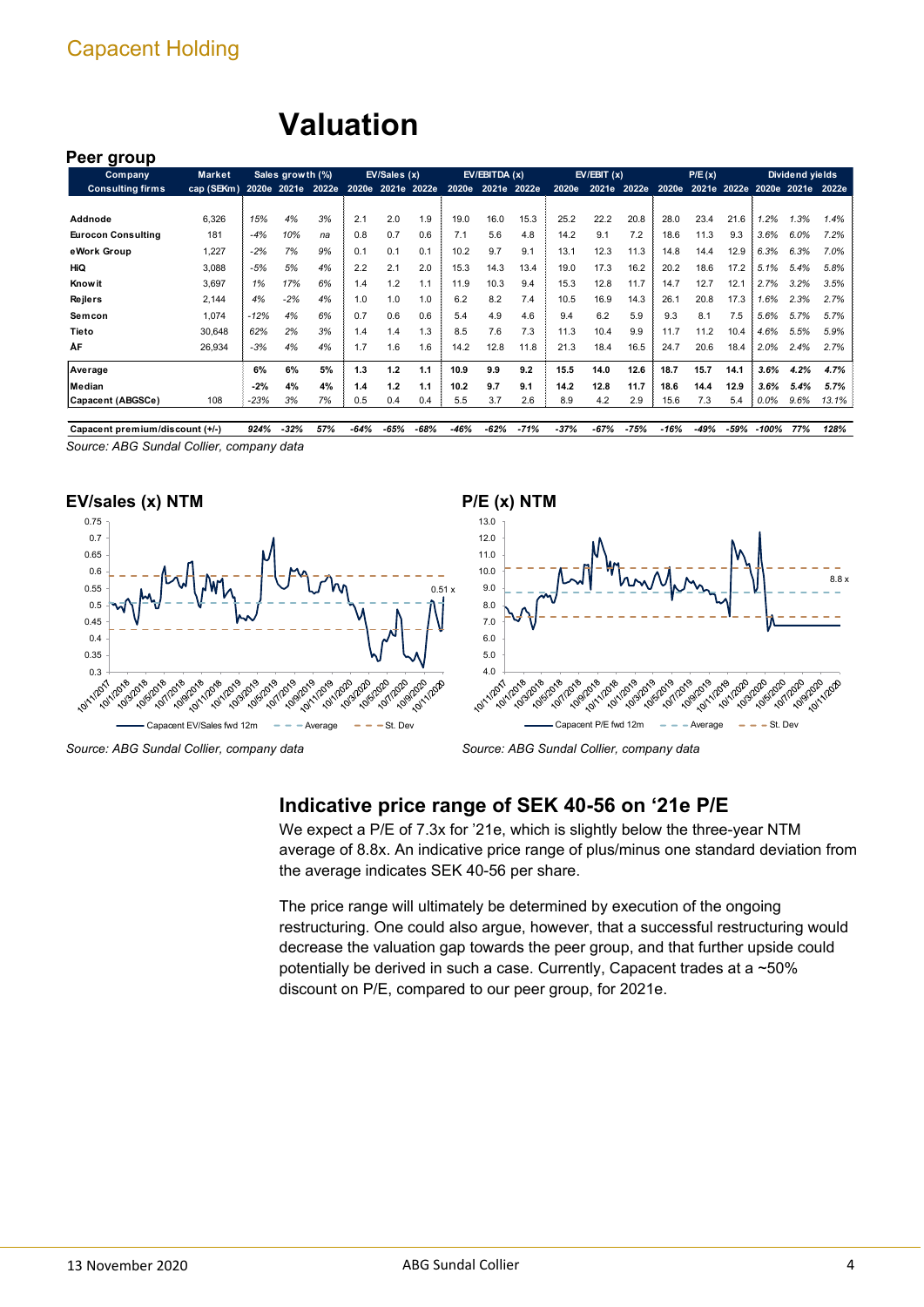# Valuation

## Peer group

| Company<br>Consulting firms | Market cap (SEKm) | Sales growth (%) 2020e | 2021e | 2022e | EV/Sales (x) 2020e | 2021e | 2022e | EV/EBITDA (x) 2020e | 2021e | 2022e | EV/EBIT (x) 2020e | 2021e | 2022e | P/E (x) 2020e | 2021e | 2022e | Dividend yields 2020e | 2021e | 2022e |
|---|---|---|---|---|---|---|---|---|---|---|---|---|---|---|---|---|---|---|---|
| Addnode | 6,326 | 15% | 4% | 3% | 2.1 | 2.0 | 1.9 | 19.0 | 16.0 | 15.3 | 25.2 | 22.2 | 20.8 | 28.0 | 23.4 | 21.6 | 1.2% | 1.3% | 1.4% |
| Eurocon Consulting | 181 | -4% | 10% | na | 0.8 | 0.7 | 0.6 | 7.1 | 5.6 | 4.8 | 14.2 | 9.1 | 7.2 | 18.6 | 11.3 | 9.3 | 3.6% | 6.0% | 7.2% |
| eWork Group | 1,227 | -2% | 7% | 9% | 0.1 | 0.1 | 0.1 | 10.2 | 9.7 | 9.1 | 13.1 | 12.3 | 11.3 | 14.8 | 14.4 | 12.9 | 6.3% | 6.3% | 7.0% |
| HiQ | 3,088 | -5% | 5% | 4% | 2.2 | 2.1 | 2.0 | 15.3 | 14.3 | 13.4 | 19.0 | 17.3 | 16.2 | 20.2 | 18.6 | 17.2 | 5.1% | 5.4% | 5.8% |
| Knowit | 3,697 | 1% | 17% | 6% | 1.4 | 1.2 | 1.1 | 11.9 | 10.3 | 9.4 | 15.3 | 12.8 | 11.7 | 14.7 | 12.7 | 12.1 | 2.7% | 3.2% | 3.5% |
| Rejlers | 2,144 | 4% | -2% | 4% | 1.0 | 1.0 | 1.0 | 6.2 | 8.2 | 7.4 | 10.5 | 16.9 | 14.3 | 26.1 | 20.8 | 17.3 | 1.6% | 2.3% | 2.7% |
| Semcon | 1,074 | -12% | 4% | 6% | 0.7 | 0.6 | 0.6 | 5.4 | 4.9 | 4.6 | 9.4 | 6.2 | 5.9 | 9.3 | 8.1 | 7.5 | 5.6% | 5.7% | 5.7% |
| Tieto | 30,648 | 62% | 2% | 3% | 1.4 | 1.4 | 1.3 | 8.5 | 7.6 | 7.3 | 11.3 | 10.4 | 9.9 | 11.7 | 11.2 | 10.4 | 4.6% | 5.5% | 5.9% |
| ÅF | 26,934 | -3% | 4% | 4% | 1.7 | 1.6 | 1.6 | 14.2 | 12.8 | 11.8 | 21.3 | 18.4 | 16.5 | 24.7 | 20.6 | 18.4 | 2.0% | 2.4% | 2.7% |
| **Average** | | **6%** | **6%** | **5%** | **1.3** | **1.2** | **1.1** | **10.9** | **9.9** | **9.2** | **15.5** | **14.0** | **12.6** | **18.7** | **15.7** | **14.1** | **3.6%** | **4.2%** | **4.7%** |
| **Median** | | **-2%** | **4%** | **4%** | **1.4** | **1.2** | **1.1** | **10.2** | **9.7** | **9.1** | **14.2** | **12.8** | **11.7** | **18.6** | **14.4** | **12.9** | **3.6%** | **5.4%** | **5.7%** |
| Capacent (ABGSCe) | 108 | -23% | 3% | 7% | 0.5 | 0.4 | 0.4 | 5.5 | 3.7 | 2.6 | 8.9 | 4.2 | 2.9 | 15.6 | 7.3 | 5.4 | 0.0% | 9.6% | 13.1% |
| Capacent premium/discount (+/-) | | 924% | -32% | 57% | -64% | -65% | -68% | -46% | -62% | -71% | -37% | -67% | -75% | -16% | -49% | -59% | -100% | 77% | 128% |

*Source: ABG Sundal Collier, company data*

## EV/sales (x) NTM

*Source: ABG Sundal Collier, company data*

## P/E (x) NTM

*Source: ABG Sundal Collier, company data*

## Indicative price range of SEK 40-56 on '21e P/E

We expect a P/E of 7.3x for '21e, which is slightly below the three-year NTM average of 8.8x. An indicative price range of plus/minus one standard deviation from the average indicates SEK 40-56 per share.

The price range will ultimately be determined by execution of the ongoing restructuring. One could also argue, however, that a successful restructuring would decrease the valuation gap towards the peer group, and that further upside could potentially be derived in such a case. Currently, Capacent trades at a ~50% discount on P/E, compared to our peer group, for 2021e.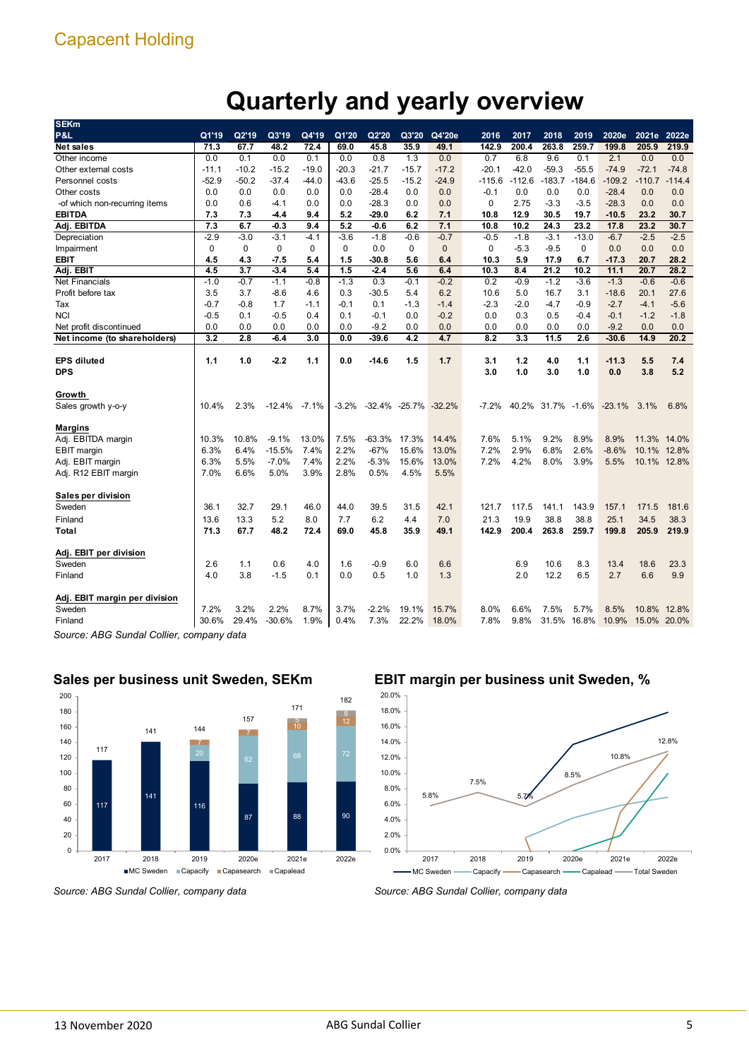# Quarterly and yearly overview

| SEKm P&L | Q1'19 | Q2'19 | Q3'19 | Q4'19 | Q1'20 | Q2'20 | Q3'20 | Q4'20e | 2016 | 2017 | 2018 | 2019 | 2020e | 2021e | 2022e |
|---|---|---|---|---|---|---|---|---|---|---|---|---|---|---|---|
| **Net sales** | **71.3** | **67.7** | **48.2** | **72.4** | **69.0** | **45.8** | **35.9** | **49.1** | **142.9** | **200.4** | **263.8** | **259.7** | **199.8** | **205.9** | **219.9** |
| Other income | 0.0 | 0.1 | 0.0 | 0.1 | 0.0 | 0.8 | 1.3 | 0.0 | 0.7 | 6.8 | 9.6 | 0.1 | 2.1 | 0.0 | 0.0 |
| Other external costs | -11.1 | -10.2 | -15.2 | -19.0 | -20.3 | -21.7 | -15.7 | -17.2 | -20.1 | -42.0 | -59.3 | -55.5 | -74.9 | -72.1 | -74.8 |
| Personnel costs | -52.9 | -50.2 | -37.4 | -44.0 | -43.6 | -25.5 | -15.2 | -24.9 | -115.6 | -112.6 | -183.7 | -184.6 | -109.2 | -110.7 | -114.4 |
| Other costs | 0.0 | 0.0 | 0.0 | 0.0 | 0.0 | -28.4 | 0.0 | 0.0 | -0.1 | 0.0 | 0.0 | 0.0 | -28.4 | 0.0 | 0.0 |
| -of which non-recurring items | 0.0 | 0.6 | -4.1 | 0.0 | 0.0 | -28.3 | 0.0 | 0.0 | 0 | 2.75 | -3.3 | -3.5 | -28.3 | 0.0 | 0.0 |
| **EBITDA** | **7.3** | **7.3** | **-4.4** | **9.4** | **5.2** | **-29.0** | **6.2** | **7.1** | **10.8** | **12.9** | **30.5** | **19.7** | **-10.5** | **23.2** | **30.7** |
| **Adj. EBITDA** | **7.3** | **6.7** | **-0.3** | **9.4** | **5.2** | **-0.6** | **6.2** | **7.1** | **10.8** | **10.2** | **24.3** | **23.2** | **17.8** | **23.2** | **30.7** |
| Depreciation | -2.9 | -3.0 | -3.1 | -4.1 | -3.6 | -1.8 | -0.6 | -0.7 | -0.5 | -1.8 | -3.1 | -13.0 | -6.7 | -2.5 | -2.5 |
| Impairment | 0 | 0 | 0 | 0 | 0 | 0.0 | 0 | 0 | 0 | -5.3 | -9.5 | 0 | 0.0 | 0.0 | 0.0 |
| **EBIT** | **4.5** | **4.3** | **-7.5** | **5.4** | **1.5** | **-30.8** | **5.6** | **6.4** | **10.3** | **5.9** | **17.9** | **6.7** | **-17.3** | **20.7** | **28.2** |
| **Adj. EBIT** | **4.5** | **3.7** | **-3.4** | **5.4** | **1.5** | **-2.4** | **5.6** | **6.4** | **10.3** | **8.4** | **21.2** | **10.2** | **11.1** | **20.7** | **28.2** |
| Net Financials | -1.0 | -0.7 | -1.1 | -0.8 | -1.3 | 0.3 | -0.1 | -0.2 | 0.2 | -0.9 | -1.2 | -3.6 | -1.3 | -0.6 | -0.6 |
| Profit before tax | 3.5 | 3.7 | -8.6 | 4.6 | 0.3 | -30.5 | 5.4 | 6.2 | 10.6 | 5.0 | 16.7 | 3.1 | -18.6 | 20.1 | 27.6 |
| Tax | -0.7 | -0.8 | 1.7 | -1.1 | -0.1 | 0.1 | -1.3 | -1.4 | -2.3 | -2.0 | -4.7 | -0.9 | -2.7 | -4.1 | -5.6 |
| NCI | -0.5 | 0.1 | -0.5 | 0.4 | 0.1 | -0.1 | 0.0 | -0.2 | 0.0 | 0.3 | 0.5 | -0.4 | -0.1 | -1.2 | -1.8 |
| Net profit discontinued | 0.0 | 0.0 | 0.0 | 0.0 | 0.0 | -9.2 | 0.0 | 0.0 | 0.0 | 0.0 | 0.0 | 0.0 | -9.2 | 0.0 | 0.0 |
| **Net income (to shareholders)** | **3.2** | **2.8** | **-6.4** | **3.0** | **0.0** | **-39.6** | **4.2** | **4.7** | **8.2** | **3.3** | **11.5** | **2.6** | **-30.6** | **14.9** | **20.2** |
| | | | | | | | | | | | | | | | |
| **EPS diluted** | **1.1** | **1.0** | **-2.2** | **1.1** | **0.0** | **-14.6** | **1.5** | **1.7** | **3.1** | **1.2** | **4.0** | **1.1** | **-11.3** | **5.5** | **7.4** |
| **DPS** | | | | | | | | | **3.0** | **1.0** | **3.0** | **1.0** | **0.0** | **3.8** | **5.2** |
| | | | | | | | | | | | | | | | |
| **Growth** | | | | | | | | | | | | | | | |
| Sales growth y-o-y | 10.4% | 2.3% | -12.4% | -7.1% | -3.2% | -32.4% | -25.7% | -32.2% | -7.2% | 40.2% | 31.7% | -1.6% | -23.1% | 3.1% | 6.8% |
| | | | | | | | | | | | | | | | |
| **Margins** | | | | | | | | | | | | | | | |
| Adj. EBITDA margin | 10.3% | 10.8% | -9.1% | 13.0% | 7.5% | -63.3% | 17.3% | 14.4% | 7.6% | 5.1% | 9.2% | 8.9% | 8.9% | 11.3% | 14.0% |
| EBIT margin | 6.3% | 6.4% | -15.5% | 7.4% | 2.2% | -67% | 15.6% | 13.0% | 7.2% | 2.9% | 6.8% | 2.6% | -8.6% | 10.1% | 12.8% |
| Adj. EBIT margin | 6.3% | 5.5% | -7.0% | 7.4% | 2.2% | -5.3% | 15.6% | 13.0% | 7.2% | 4.2% | 8.0% | 3.9% | 5.5% | 10.1% | 12.8% |
| Adj. R12 EBIT margin | 7.0% | 6.6% | 5.0% | 3.9% | 2.8% | 0.5% | 4.5% | 5.5% | | | | | | | |
| | | | | | | | | | | | | | | | |
| **Sales per division** | | | | | | | | | | | | | | | |
| Sweden | 36.1 | 32.7 | 29.1 | 46.0 | 44.0 | 39.5 | 31.5 | 42.1 | 121.7 | 117.5 | 141.1 | 143.9 | 157.1 | 171.5 | 181.6 |
| Finland | 13.6 | 13.3 | 5.2 | 8.0 | 7.7 | 6.2 | 4.4 | 7.0 | 21.3 | 19.9 | 38.8 | 38.8 | 25.1 | 34.5 | 38.3 |
| **Total** | **71.3** | **67.7** | **48.2** | **72.4** | **69.0** | **45.8** | **35.9** | **49.1** | **142.9** | **200.4** | **263.8** | **259.7** | **199.8** | **205.9** | **219.9** |
| | | | | | | | | | | | | | | | |
| **Adj. EBIT per division** | | | | | | | | | | | | | | | |
| Sweden | 2.6 | 1.1 | 0.6 | 4.0 | 1.6 | -0.9 | 6.0 | 6.6 | | 6.9 | 10.6 | 8.3 | 13.4 | 18.6 | 23.3 |
| Finland | 4.0 | 3.8 | -1.5 | 0.1 | 0.0 | 0.5 | 1.0 | 1.3 | | 2.0 | 12.2 | 6.5 | 2.7 | 6.6 | 9.9 |
| | | | | | | | | | | | | | | | |
| **Adj. EBIT margin per division** | | | | | | | | | | | | | | | |
| Sweden | 7.2% | 3.2% | 2.2% | 8.7% | 3.7% | -2.2% | 19.1% | 15.7% | 8.0% | 6.6% | 7.5% | 5.7% | 8.5% | 10.8% | 12.8% |
| Finland | 30.6% | 29.4% | -30.6% | 1.9% | 0.4% | 7.3% | 22.2% | 18.0% | 7.8% | 9.8% | 31.5% | 16.8% | 10.9% | 15.0% | 20.0% |

*Source: ABG Sundal Collier, company data*

## Sales per business unit Sweden, SEKm

*Source: ABG Sundal Collier, company data*

## EBIT margin per business unit Sweden, %

*Source: ABG Sundal Collier, company data*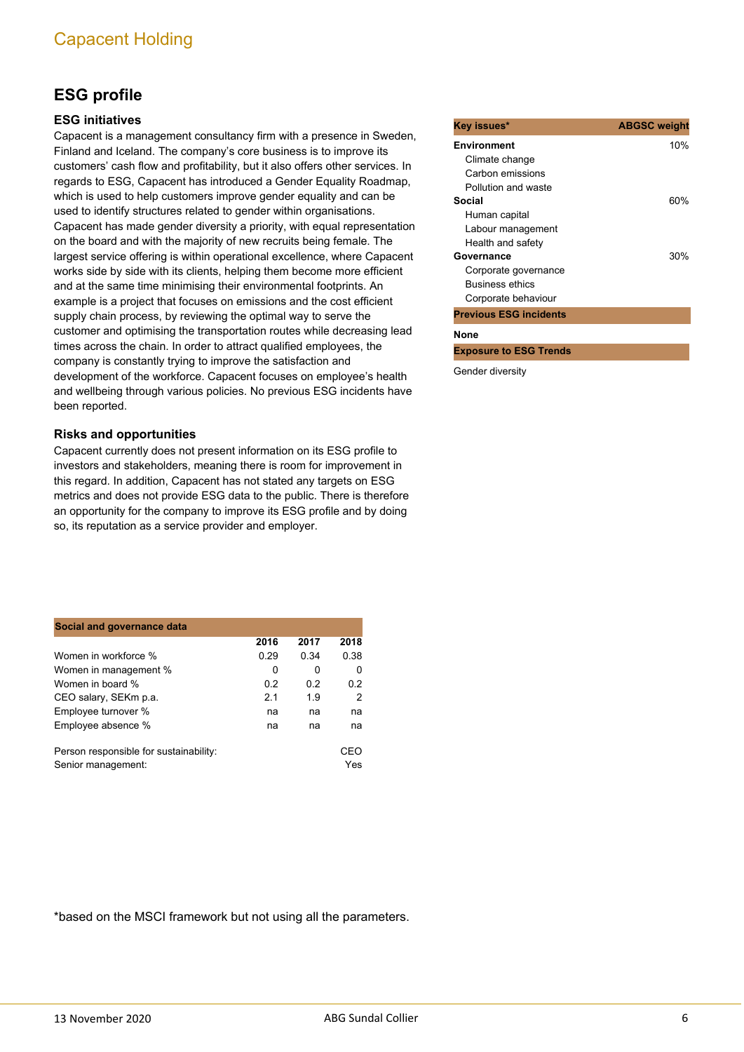## ESG profile

### ESG initiatives

Capacent is a management consultancy firm with a presence in Sweden, Finland and Iceland. The company's core business is to improve its customers' cash flow and profitability, but it also offers other services. In regards to ESG, Capacent has introduced a Gender Equality Roadmap, which is used to help customers improve gender equality and can be used to identify structures related to gender within organisations. Capacent has made gender diversity a priority, with equal representation on the board and with the majority of new recruits being female. The largest service offering is within operational excellence, where Capacent works side by side with its clients, helping them become more efficient and at the same time minimising their environmental footprints. An example is a project that focuses on emissions and the cost efficient supply chain process, by reviewing the optimal way to serve the customer and optimising the transportation routes while decreasing lead times across the chain. In order to attract qualified employees, the company is constantly trying to improve the satisfaction and development of the workforce. Capacent focuses on employee's health and wellbeing through various policies. No previous ESG incidents have been reported.

### Risks and opportunities

Capacent currently does not present information on its ESG profile to investors and stakeholders, meaning there is room for improvement in this regard. In addition, Capacent has not stated any targets on ESG metrics and does not provide ESG data to the public. There is therefore an opportunity for the company to improve its ESG profile and by doing so, its reputation as a service provider and employer.

| Key issues* | ABGSC weight |
|---|---|
| **Environment** | 10% |
| Climate change | |
| Carbon emissions | |
| Pollution and waste | |
| **Social** | 60% |
| Human capital | |
| Labour management | |
| Health and safety | |
| **Governance** | 30% |
| Corporate governance | |
| Business ethics | |
| Corporate behaviour | |

**Previous ESG incidents**

**None**

**Exposure to ESG Trends**

Gender diversity

| Social and governance data | 2016 | 2017 | 2018 |
|---|---|---|---|
| Women in workforce % | 0.29 | 0.34 | 0.38 |
| Women in management % | 0 | 0 | 0 |
| Women in board % | 0.2 | 0.2 | 0.2 |
| CEO salary, SEKm p.a. | 2.1 | 1.9 | 2 |
| Employee turnover % | na | na | na |
| Employee absence % | na | na | na |
| | | | |
| Person responsible for sustainability: | | | CEO |
| Senior management: | | | Yes |

*based on the MSCI framework but not using all the parameters.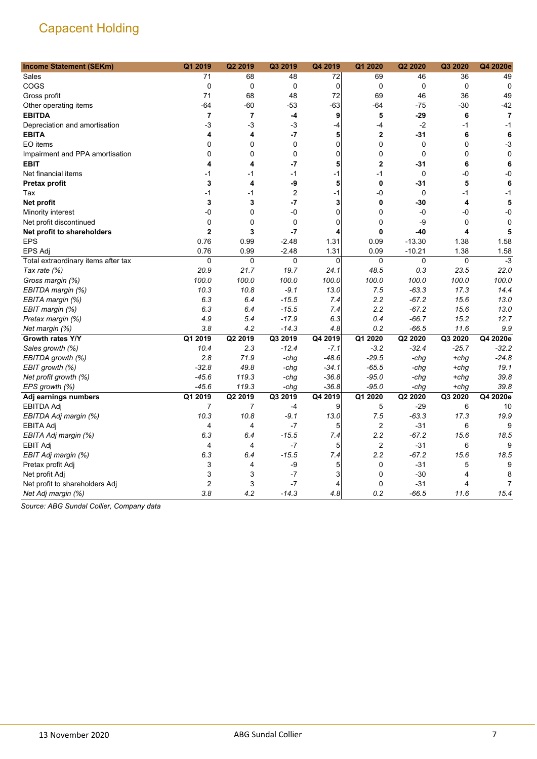Capacent Holding

| Income Statement (SEKm) | Q1 2019 | Q2 2019 | Q3 2019 | Q4 2019 | Q1 2020 | Q2 2020 | Q3 2020 | Q4 2020e |
|---|---|---|---|---|---|---|---|---|
| Sales | 71 | 68 | 48 | 72 | 69 | 46 | 36 | 49 |
| COGS | 0 | 0 | 0 | 0 | 0 | 0 | 0 | 0 |
| Gross profit | 71 | 68 | 48 | 72 | 69 | 46 | 36 | 49 |
| Other operating items | -64 | -60 | -53 | -63 | -64 | -75 | -30 | -42 |
| **EBITDA** | **7** | **7** | **-4** | **9** | **5** | **-29** | **6** | **7** |
| Depreciation and amortisation | -3 | -3 | -3 | -4 | -4 | -2 | -1 | -1 |
| **EBITA** | **4** | **4** | **-7** | **5** | **2** | **-31** | **6** | **6** |
| EO items | 0 | 0 | 0 | 0 | 0 | 0 | 0 | -3 |
| Impairment and PPA amortisation | 0 | 0 | 0 | 0 | 0 | 0 | 0 | 0 |
| **EBIT** | **4** | **4** | **-7** | **5** | **2** | **-31** | **6** | **6** |
| Net financial items | -1 | -1 | -1 | -1 | -1 | 0 | -0 | -0 |
| **Pretax profit** | **3** | **4** | **-9** | **5** | **0** | **-31** | **5** | **6** |
| Tax | -1 | -1 | 2 | -1 | -0 | 0 | -1 | -1 |
| **Net profit** | **3** | **3** | **-7** | **3** | **0** | **-30** | **4** | **5** |
| Minority interest | -0 | 0 | -0 | 0 | 0 | -0 | -0 | -0 |
| Net profit discontinued | 0 | 0 | 0 | 0 | 0 | -9 | 0 | 0 |
| **Net profit to shareholders** | **2** | **3** | **-7** | **4** | **0** | **-40** | **4** | **5** |
| EPS | 0.76 | 0.99 | -2.48 | 1.31 | 0.09 | -13.30 | 1.38 | 1.58 |
| EPS Adj | 0.76 | 0.99 | -2.48 | 1.31 | 0.09 | -10.21 | 1.38 | 1.58 |
| Total extraordinary items after tax | 0 | 0 | 0 | 0 | 0 | 0 | 0 | -3 |
| *Tax rate (%)* | *20.9* | *21.7* | *19.7* | *24.1* | *48.5* | *0.3* | *23.5* | *22.0* |
| *Gross margin (%)* | *100.0* | *100.0* | *100.0* | *100.0* | *100.0* | *100.0* | *100.0* | *100.0* |
| *EBITDA margin (%)* | *10.3* | *10.8* | *-9.1* | *13.0* | *7.5* | *-63.3* | *17.3* | *14.4* |
| *EBITA margin (%)* | *6.3* | *6.4* | *-15.5* | *7.4* | *2.2* | *-67.2* | *15.6* | *13.0* |
| *EBIT margin (%)* | *6.3* | *6.4* | *-15.5* | *7.4* | *2.2* | *-67.2* | *15.6* | *13.0* |
| *Pretax margin (%)* | *4.9* | *5.4* | *-17.9* | *6.3* | *0.4* | *-66.7* | *15.2* | *12.7* |
| *Net margin (%)* | *3.8* | *4.2* | *-14.3* | *4.8* | *0.2* | *-66.5* | *11.6* | *9.9* |
| **Growth rates Y/Y** | **Q1 2019** | **Q2 2019** | **Q3 2019** | **Q4 2019** | **Q1 2020** | **Q2 2020** | **Q3 2020** | **Q4 2020e** |
| *Sales growth (%)* | *10.4* | *2.3* | *-12.4* | *-7.1* | *-3.2* | *-32.4* | *-25.7* | *-32.2* |
| *EBITDA growth (%)* | *2.8* | *71.9* | *-chg* | *-48.6* | *-29.5* | *-chg* | *+chg* | *-24.8* |
| *EBIT growth (%)* | *-32.8* | *49.8* | *-chg* | *-34.1* | *-65.5* | *-chg* | *+chg* | *19.1* |
| *Net profit growth (%)* | *-45.6* | *119.3* | *-chg* | *-36.8* | *-95.0* | *-chg* | *+chg* | *39.8* |
| *EPS growth (%)* | *-45.6* | *119.3* | *-chg* | *-36.8* | *-95.0* | *-chg* | *+chg* | *39.8* |
| **Adj earnings numbers** | **Q1 2019** | **Q2 2019** | **Q3 2019** | **Q4 2019** | **Q1 2020** | **Q2 2020** | **Q3 2020** | **Q4 2020e** |
| EBITDA Adj | 7 | 7 | -4 | 9 | 5 | -29 | 6 | 10 |
| *EBITDA Adj margin (%)* | *10.3* | *10.8* | *-9.1* | *13.0* | *7.5* | *-63.3* | *17.3* | *19.9* |
| EBITA Adj | 4 | 4 | -7 | 5 | 2 | -31 | 6 | 9 |
| *EBITA Adj margin (%)* | *6.3* | *6.4* | *-15.5* | *7.4* | *2.2* | *-67.2* | *15.6* | *18.5* |
| EBIT Adj | 4 | 4 | -7 | 5 | 2 | -31 | 6 | 9 |
| *EBIT Adj margin (%)* | *6.3* | *6.4* | *-15.5* | *7.4* | *2.2* | *-67.2* | *15.6* | *18.5* |
| Pretax profit Adj | 3 | 4 | -9 | 5 | 0 | -31 | 5 | 9 |
| Net profit Adj | 3 | 3 | -7 | 3 | 0 | -30 | 4 | 8 |
| Net profit to shareholders Adj | 2 | 3 | -7 | 4 | 0 | -31 | 4 | 7 |
| *Net Adj margin (%)* | *3.8* | *4.2* | *-14.3* | *4.8* | *0.2* | *-66.5* | *11.6* | *15.4* |

*Source: ABG Sundal Collier, Company data*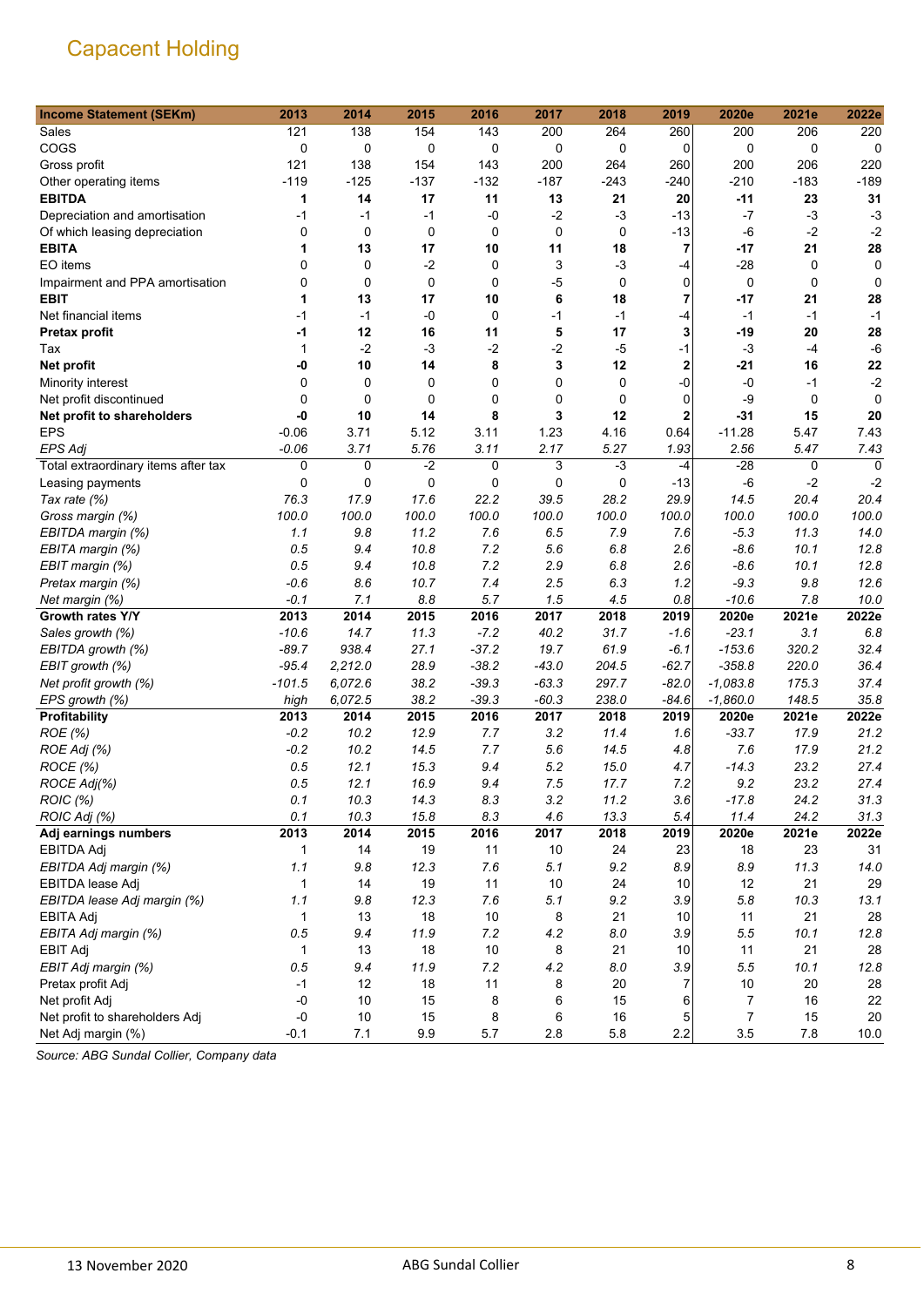# Capacent Holding

| Income Statement (SEKm) | 2013 | 2014 | 2015 | 2016 | 2017 | 2018 | 2019 | 2020e | 2021e | 2022e |
|---|---|---|---|---|---|---|---|---|---|---|
| Sales | 121 | 138 | 154 | 143 | 200 | 264 | 260 | 200 | 206 | 220 |
| COGS | 0 | 0 | 0 | 0 | 0 | 0 | 0 | 0 | 0 | 0 |
| Gross profit | 121 | 138 | 154 | 143 | 200 | 264 | 260 | 200 | 206 | 220 |
| Other operating items | -119 | -125 | -137 | -132 | -187 | -243 | -240 | -210 | -183 | -189 |
| **EBITDA** | **1** | **14** | **17** | **11** | **13** | **21** | **20** | **-11** | **23** | **31** |
| Depreciation and amortisation | -1 | -1 | -1 | -0 | -2 | -3 | -13 | -7 | -3 | -3 |
| Of which leasing depreciation | 0 | 0 | 0 | 0 | 0 | 0 | -13 | -6 | -2 | -2 |
| **EBITA** | **1** | **13** | **17** | **10** | **11** | **18** | **7** | **-17** | **21** | **28** |
| EO items | 0 | 0 | -2 | 0 | 3 | -3 | -4 | -28 | 0 | 0 |
| Impairment and PPA amortisation | 0 | 0 | 0 | 0 | -5 | 0 | 0 | 0 | 0 | 0 |
| **EBIT** | **1** | **13** | **17** | **10** | **6** | **18** | **7** | **-17** | **21** | **28** |
| Net financial items | -1 | -1 | -0 | 0 | -1 | -1 | -4 | -1 | -1 | -1 |
| **Pretax profit** | **-1** | **12** | **16** | **11** | **5** | **17** | **3** | **-19** | **20** | **28** |
| Tax | 1 | -2 | -3 | -2 | -2 | -5 | -1 | -3 | -4 | -6 |
| **Net profit** | **-0** | **10** | **14** | **8** | **3** | **12** | **2** | **-21** | **16** | **22** |
| Minority interest | 0 | 0 | 0 | 0 | 0 | 0 | -0 | -0 | -1 | -2 |
| Net profit discontinued | 0 | 0 | 0 | 0 | 0 | 0 | 0 | -9 | 0 | 0 |
| **Net profit to shareholders** | **-0** | **10** | **14** | **8** | **3** | **12** | **2** | **-31** | **15** | **20** |
| EPS | -0.06 | 3.71 | 5.12 | 3.11 | 1.23 | 4.16 | 0.64 | -11.28 | 5.47 | 7.43 |
| *EPS Adj* | *-0.06* | *3.71* | *5.76* | *3.11* | *2.17* | *5.27* | *1.93* | *2.56* | *5.47* | *7.43* |
| Total extraordinary items after tax | 0 | 0 | -2 | 0 | 3 | -3 | -4 | -28 | 0 | 0 |
| Leasing payments | 0 | 0 | 0 | 0 | 0 | 0 | -13 | -6 | -2 | -2 |
| *Tax rate (%)* | *76.3* | *17.9* | *17.6* | *22.2* | *39.5* | *28.2* | *29.9* | *14.5* | *20.4* | *20.4* |
| *Gross margin (%)* | *100.0* | *100.0* | *100.0* | *100.0* | *100.0* | *100.0* | *100.0* | *100.0* | *100.0* | *100.0* |
| *EBITDA margin (%)* | *1.1* | *9.8* | *11.2* | *7.6* | *6.5* | *7.9* | *7.6* | *-5.3* | *11.3* | *14.0* |
| *EBITA margin (%)* | *0.5* | *9.4* | *10.8* | *7.2* | *5.6* | *6.8* | *2.6* | *-8.6* | *10.1* | *12.8* |
| *EBIT margin (%)* | *0.5* | *9.4* | *10.8* | *7.2* | *2.9* | *6.8* | *2.6* | *-8.6* | *10.1* | *12.8* |
| *Pretax margin (%)* | *-0.6* | *8.6* | *10.7* | *7.4* | *2.5* | *6.3* | *1.2* | *-9.3* | *9.8* | *12.6* |
| *Net margin (%)* | *-0.1* | *7.1* | *8.8* | *5.7* | *1.5* | *4.5* | *0.8* | *-10.6* | *7.8* | *10.0* |
| **Growth rates Y/Y** | **2013** | **2014** | **2015** | **2016** | **2017** | **2018** | **2019** | **2020e** | **2021e** | **2022e** |
| *Sales growth (%)* | *-10.6* | *14.7* | *11.3* | *-7.2* | *40.2* | *31.7* | *-1.6* | *-23.1* | *3.1* | *6.8* |
| *EBITDA growth (%)* | *-89.7* | *938.4* | *27.1* | *-37.2* | *19.7* | *61.9* | *-6.1* | *-153.6* | *320.2* | *32.4* |
| *EBIT growth (%)* | *-95.4* | *2,212.0* | *28.9* | *-38.2* | *-43.0* | *204.5* | *-62.7* | *-358.8* | *220.0* | *36.4* |
| *Net profit growth (%)* | *-101.5* | *6,072.6* | *38.2* | *-39.3* | *-63.3* | *297.7* | *-82.0* | *-1,083.8* | *175.3* | *37.4* |
| *EPS growth (%)* | *high* | *6,072.5* | *38.2* | *-39.3* | *-60.3* | *238.0* | *-84.6* | *-1,860.0* | *148.5* | *35.8* |
| **Profitability** | **2013** | **2014** | **2015** | **2016** | **2017** | **2018** | **2019** | **2020e** | **2021e** | **2022e** |
| *ROE (%)* | *-0.2* | *10.2* | *12.9* | *7.7* | *3.2* | *11.4* | *1.6* | *-33.7* | *17.9* | *21.2* |
| *ROE Adj (%)* | *-0.2* | *10.2* | *14.5* | *7.7* | *5.6* | *14.5* | *4.8* | *7.6* | *17.9* | *21.2* |
| *ROCE (%)* | *0.5* | *12.1* | *15.3* | *9.4* | *5.2* | *15.0* | *4.7* | *-14.3* | *23.2* | *27.4* |
| *ROCE Adj(%)* | *0.5* | *12.1* | *16.9* | *9.4* | *7.5* | *17.7* | *7.2* | *9.2* | *23.2* | *27.4* |
| *ROIC (%)* | *0.1* | *10.3* | *14.3* | *8.3* | *3.2* | *11.2* | *3.6* | *-17.8* | *24.2* | *31.3* |
| *ROIC Adj (%)* | *0.1* | *10.3* | *15.8* | *8.3* | *4.6* | *13.3* | *5.4* | *11.4* | *24.2* | *31.3* |
| **Adj earnings numbers** | **2013** | **2014** | **2015** | **2016** | **2017** | **2018** | **2019** | **2020e** | **2021e** | **2022e** |
| EBITDA Adj | 1 | 14 | 19 | 11 | 10 | 24 | 23 | 18 | 23 | 31 |
| *EBITDA Adj margin (%)* | *1.1* | *9.8* | *12.3* | *7.6* | *5.1* | *9.2* | *8.9* | *8.9* | *11.3* | *14.0* |
| EBITDA lease Adj | 1 | 14 | 19 | 11 | 10 | 24 | 10 | 12 | 21 | 29 |
| *EBITDA lease Adj margin (%)* | *1.1* | *9.8* | *12.3* | *7.6* | *5.1* | *9.2* | *3.9* | *5.8* | *10.3* | *13.1* |
| EBITA Adj | 1 | 13 | 18 | 10 | 8 | 21 | 10 | 11 | 21 | 28 |
| *EBITA Adj margin (%)* | *0.5* | *9.4* | *11.9* | *7.2* | *4.2* | *8.0* | *3.9* | *5.5* | *10.1* | *12.8* |
| EBIT Adj | 1 | 13 | 18 | 10 | 8 | 21 | 10 | 11 | 21 | 28 |
| *EBIT Adj margin (%)* | *0.5* | *9.4* | *11.9* | *7.2* | *4.2* | *8.0* | *3.9* | *5.5* | *10.1* | *12.8* |
| Pretax profit Adj | -1 | 12 | 18 | 11 | 8 | 20 | 7 | 10 | 20 | 28 |
| Net profit Adj | -0 | 10 | 15 | 8 | 6 | 15 | 6 | 7 | 16 | 22 |
| Net profit to shareholders Adj | -0 | 10 | 15 | 8 | 6 | 16 | 5 | 7 | 15 | 20 |
| Net Adj margin (%) | -0.1 | 7.1 | 9.9 | 5.7 | 2.8 | 5.8 | 2.2 | 3.5 | 7.8 | 10.0 |

*Source: ABG Sundal Collier, Company data*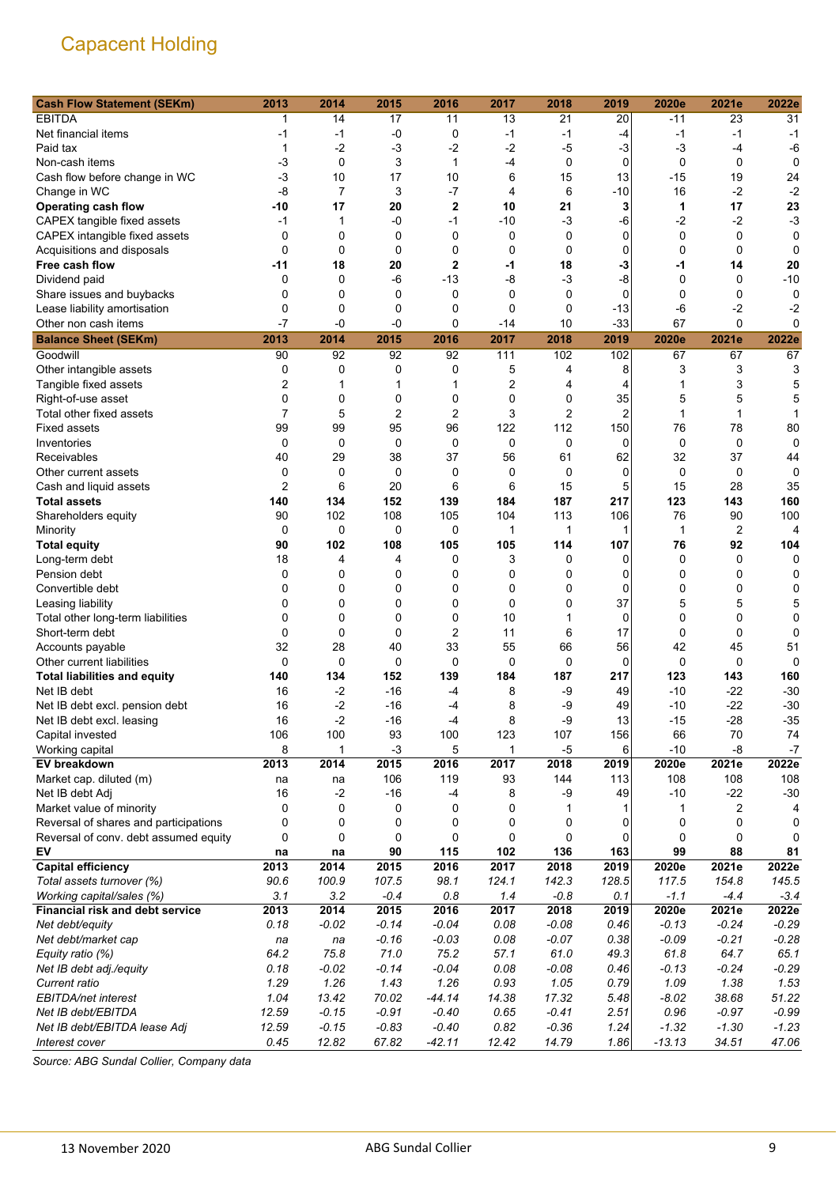# Capacent Holding

| Cash Flow Statement (SEKm) | 2013 | 2014 | 2015 | 2016 | 2017 | 2018 | 2019 | 2020e | 2021e | 2022e |
|---|---|---|---|---|---|---|---|---|---|---|
| EBITDA | 1 | 14 | 17 | 11 | 13 | 21 | 20 | -11 | 23 | 31 |
| Net financial items | -1 | -1 | -0 | 0 | -1 | -1 | -4 | -1 | -1 | -1 |
| Paid tax | 1 | -2 | -3 | -2 | -2 | -5 | -3 | -3 | -4 | -6 |
| Non-cash items | -3 | 0 | 3 | 1 | -4 | 0 | 0 | 0 | 0 | 0 |
| Cash flow before change in WC | -3 | 10 | 17 | 10 | 6 | 15 | 13 | -15 | 19 | 24 |
| Change in WC | -8 | 7 | 3 | -7 | 4 | 6 | -10 | 16 | -2 | -2 |
| **Operating cash flow** | **-10** | **17** | **20** | **2** | **10** | **21** | **3** | **1** | **17** | **23** |
| CAPEX tangible fixed assets | -1 | 1 | -0 | -1 | -10 | -3 | -6 | -2 | -2 | -3 |
| CAPEX intangible fixed assets | 0 | 0 | 0 | 0 | 0 | 0 | 0 | 0 | 0 | 0 |
| Acquisitions and disposals | 0 | 0 | 0 | 0 | 0 | 0 | 0 | 0 | 0 | 0 |
| **Free cash flow** | **-11** | **18** | **20** | **2** | **-1** | **18** | **-3** | **-1** | **14** | **20** |
| Dividend paid | 0 | 0 | -6 | -13 | -8 | -3 | -8 | 0 | 0 | -10 |
| Share issues and buybacks | 0 | 0 | 0 | 0 | 0 | 0 | 0 | 0 | 0 | 0 |
| Lease liability amortisation | 0 | 0 | 0 | 0 | 0 | 0 | -13 | -6 | -2 | -2 |
| Other non cash items | -7 | -0 | -0 | 0 | -14 | 10 | -33 | 67 | 0 | 0 |
| **Balance Sheet (SEKm)** | **2013** | **2014** | **2015** | **2016** | **2017** | **2018** | **2019** | **2020e** | **2021e** | **2022e** |
| Goodwill | 90 | 92 | 92 | 92 | 111 | 102 | 102 | 67 | 67 | 67 |
| Other intangible assets | 0 | 0 | 0 | 0 | 5 | 4 | 8 | 3 | 3 | 3 |
| Tangible fixed assets | 2 | 1 | 1 | 1 | 2 | 4 | 4 | 1 | 3 | 5 |
| Right-of-use asset | 0 | 0 | 0 | 0 | 0 | 0 | 35 | 5 | 5 | 5 |
| Total other fixed assets | 7 | 5 | 2 | 2 | 3 | 2 | 2 | 1 | 1 | 1 |
| Fixed assets | 99 | 99 | 95 | 96 | 122 | 112 | 150 | 76 | 78 | 80 |
| Inventories | 0 | 0 | 0 | 0 | 0 | 0 | 0 | 0 | 0 | 0 |
| Receivables | 40 | 29 | 38 | 37 | 56 | 61 | 62 | 32 | 37 | 44 |
| Other current assets | 0 | 0 | 0 | 0 | 0 | 0 | 0 | 0 | 0 | 0 |
| Cash and liquid assets | 2 | 6 | 20 | 6 | 6 | 15 | 5 | 15 | 28 | 35 |
| **Total assets** | **140** | **134** | **152** | **139** | **184** | **187** | **217** | **123** | **143** | **160** |
| Shareholders equity | 90 | 102 | 108 | 105 | 104 | 113 | 106 | 76 | 90 | 100 |
| Minority | 0 | 0 | 0 | 0 | 1 | 1 | 1 | 1 | 2 | 4 |
| **Total equity** | **90** | **102** | **108** | **105** | **105** | **114** | **107** | **76** | **92** | **104** |
| Long-term debt | 18 | 4 | 4 | 0 | 3 | 0 | 0 | 0 | 0 | 0 |
| Pension debt | 0 | 0 | 0 | 0 | 0 | 0 | 0 | 0 | 0 | 0 |
| Convertible debt | 0 | 0 | 0 | 0 | 0 | 0 | 0 | 0 | 0 | 0 |
| Leasing liability | 0 | 0 | 0 | 0 | 0 | 0 | 37 | 5 | 5 | 5 |
| Total other long-term liabilities | 0 | 0 | 0 | 0 | 10 | 1 | 0 | 0 | 0 | 0 |
| Short-term debt | 0 | 0 | 0 | 2 | 11 | 6 | 17 | 0 | 0 | 0 |
| Accounts payable | 32 | 28 | 40 | 33 | 55 | 66 | 56 | 42 | 45 | 51 |
| Other current liabilities | 0 | 0 | 0 | 0 | 0 | 0 | 0 | 0 | 0 | 0 |
| **Total liabilities and equity** | **140** | **134** | **152** | **139** | **184** | **187** | **217** | **123** | **143** | **160** |
| Net IB debt | 16 | -2 | -16 | -4 | 8 | -9 | 49 | -10 | -22 | -30 |
| Net IB debt excl. pension debt | 16 | -2 | -16 | -4 | 8 | -9 | 49 | -10 | -22 | -30 |
| Net IB debt excl. leasing | 16 | -2 | -16 | -4 | 8 | -9 | 13 | -15 | -28 | -35 |
| Capital invested | 106 | 100 | 93 | 100 | 123 | 107 | 156 | 66 | 70 | 74 |
| Working capital | 8 | 1 | -3 | 5 | 1 | -5 | 6 | -10 | -8 | -7 |
| **EV breakdown** | **2013** | **2014** | **2015** | **2016** | **2017** | **2018** | **2019** | **2020e** | **2021e** | **2022e** |
| Market cap. diluted (m) | na | na | 106 | 119 | 93 | 144 | 113 | 108 | 108 | 108 |
| Net IB debt Adj | 16 | -2 | -16 | -4 | 8 | -9 | 49 | -10 | -22 | -30 |
| Market value of minority | 0 | 0 | 0 | 0 | 0 | 1 | 1 | 1 | 2 | 4 |
| Reversal of shares and participations | 0 | 0 | 0 | 0 | 0 | 0 | 0 | 0 | 0 | 0 |
| Reversal of conv. debt assumed equity | 0 | 0 | 0 | 0 | 0 | 0 | 0 | 0 | 0 | 0 |
| **EV** | **na** | **na** | **90** | **115** | **102** | **136** | **163** | **99** | **88** | **81** |
| **Capital efficiency** | **2013** | **2014** | **2015** | **2016** | **2017** | **2018** | **2019** | **2020e** | **2021e** | **2022e** |
| *Total assets turnover (%)* | *90.6* | *100.9* | *107.5* | *98.1* | *124.1* | *142.3* | *128.5* | *117.5* | *154.8* | *145.5* |
| *Working capital/sales (%)* | *3.1* | *3.2* | *-0.4* | *0.8* | *1.4* | *-0.8* | *0.1* | *-1.1* | *-4.4* | *-3.4* |
| **Financial risk and debt service** | **2013** | **2014** | **2015** | **2016** | **2017** | **2018** | **2019** | **2020e** | **2021e** | **2022e** |
| *Net debt/equity* | *0.18* | *-0.02* | *-0.14* | *-0.04* | *0.08* | *-0.08* | *0.46* | *-0.13* | *-0.24* | *-0.29* |
| *Net debt/market cap* | *na* | *na* | *-0.16* | *-0.03* | *0.08* | *-0.07* | *0.38* | *-0.09* | *-0.21* | *-0.28* |
| *Equity ratio (%)* | *64.2* | *75.8* | *71.0* | *75.2* | *57.1* | *61.0* | *49.3* | *61.8* | *64.7* | *65.1* |
| *Net IB debt adj./equity* | *0.18* | *-0.02* | *-0.14* | *-0.04* | *0.08* | *-0.08* | *0.46* | *-0.13* | *-0.24* | *-0.29* |
| *Current ratio* | *1.29* | *1.26* | *1.43* | *1.26* | *0.93* | *1.05* | *0.79* | *1.09* | *1.38* | *1.53* |
| *EBITDA/net interest* | *1.04* | *13.42* | *70.02* | *-44.14* | *14.38* | *17.32* | *5.48* | *-8.02* | *38.68* | *51.22* |
| *Net IB debt/EBITDA* | *12.59* | *-0.15* | *-0.91* | *-0.40* | *0.65* | *-0.41* | *2.51* | *0.96* | *-0.97* | *-0.99* |
| *Net IB debt/EBITDA lease Adj* | *12.59* | *-0.15* | *-0.83* | *-0.40* | *0.82* | *-0.36* | *1.24* | *-1.32* | *-1.30* | *-1.23* |
| *Interest cover* | *0.45* | *12.82* | *67.82* | *-42.11* | *12.42* | *14.79* | *1.86* | *-13.13* | *34.51* | *47.06* |

*Source: ABG Sundal Collier, Company data*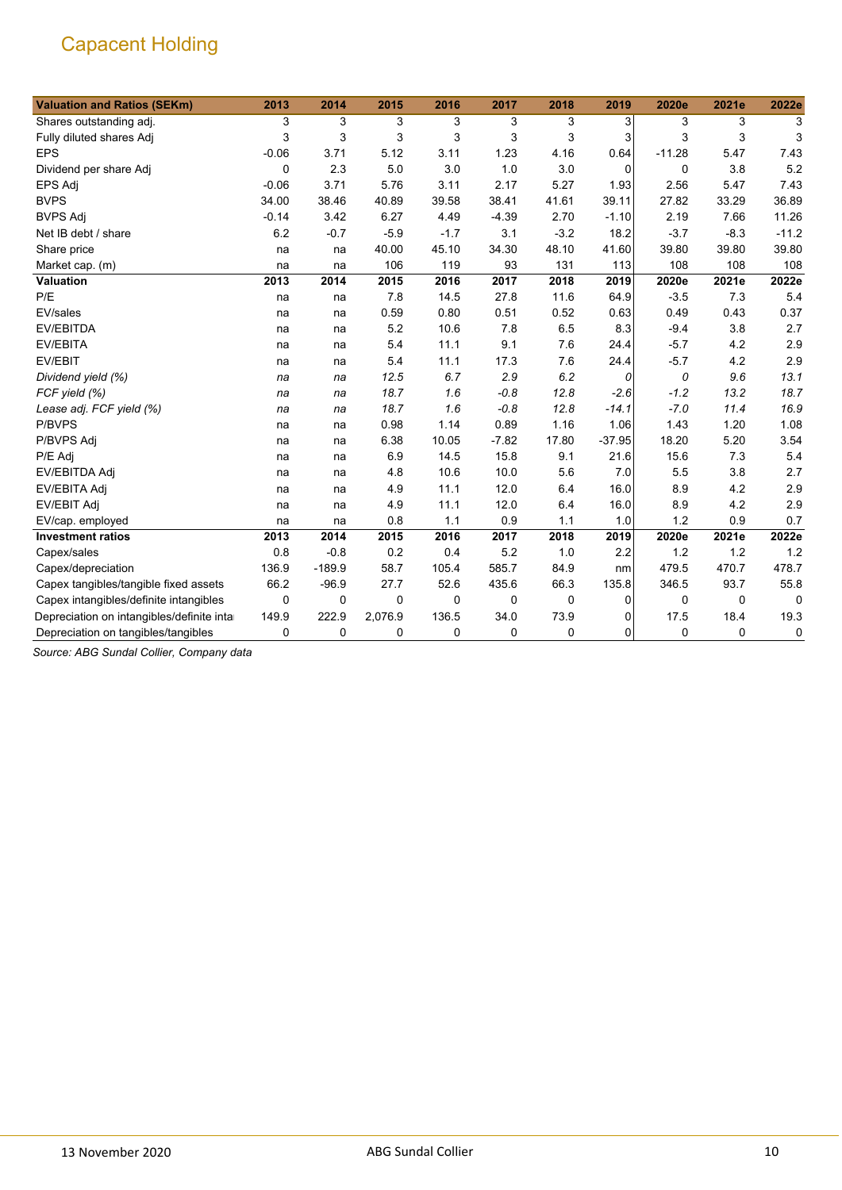Capacent Holding

| Valuation and Ratios (SEKm) | 2013 | 2014 | 2015 | 2016 | 2017 | 2018 | 2019 | 2020e | 2021e | 2022e |
|---|---|---|---|---|---|---|---|---|---|---|
| Shares outstanding adj. | 3 | 3 | 3 | 3 | 3 | 3 | 3 | 3 | 3 | 3 |
| Fully diluted shares Adj | 3 | 3 | 3 | 3 | 3 | 3 | 3 | 3 | 3 | 3 |
| EPS | -0.06 | 3.71 | 5.12 | 3.11 | 1.23 | 4.16 | 0.64 | -11.28 | 5.47 | 7.43 |
| Dividend per share Adj | 0 | 2.3 | 5.0 | 3.0 | 1.0 | 3.0 | 0 | 0 | 3.8 | 5.2 |
| EPS Adj | -0.06 | 3.71 | 5.76 | 3.11 | 2.17 | 5.27 | 1.93 | 2.56 | 5.47 | 7.43 |
| BVPS | 34.00 | 38.46 | 40.89 | 39.58 | 38.41 | 41.61 | 39.11 | 27.82 | 33.29 | 36.89 |
| BVPS Adj | -0.14 | 3.42 | 6.27 | 4.49 | -4.39 | 2.70 | -1.10 | 2.19 | 7.66 | 11.26 |
| Net IB debt / share | 6.2 | -0.7 | -5.9 | -1.7 | 3.1 | -3.2 | 18.2 | -3.7 | -8.3 | -11.2 |
| Share price | na | na | 40.00 | 45.10 | 34.30 | 48.10 | 41.60 | 39.80 | 39.80 | 39.80 |
| Market cap. (m) | na | na | 106 | 119 | 93 | 131 | 113 | 108 | 108 | 108 |
| **Valuation** | **2013** | **2014** | **2015** | **2016** | **2017** | **2018** | **2019** | **2020e** | **2021e** | **2022e** |
| P/E | na | na | 7.8 | 14.5 | 27.8 | 11.6 | 64.9 | -3.5 | 7.3 | 5.4 |
| EV/sales | na | na | 0.59 | 0.80 | 0.51 | 0.52 | 0.63 | 0.49 | 0.43 | 0.37 |
| EV/EBITDA | na | na | 5.2 | 10.6 | 7.8 | 6.5 | 8.3 | -9.4 | 3.8 | 2.7 |
| EV/EBITA | na | na | 5.4 | 11.1 | 9.1 | 7.6 | 24.4 | -5.7 | 4.2 | 2.9 |
| EV/EBIT | na | na | 5.4 | 11.1 | 17.3 | 7.6 | 24.4 | -5.7 | 4.2 | 2.9 |
| *Dividend yield (%)* | *na* | *na* | *12.5* | *6.7* | *2.9* | *6.2* | *0* | *0* | *9.6* | *13.1* |
| *FCF yield (%)* | *na* | *na* | *18.7* | *1.6* | *-0.8* | *12.8* | *-2.6* | *-1.2* | *13.2* | *18.7* |
| *Lease adj. FCF yield (%)* | *na* | *na* | *18.7* | *1.6* | *-0.8* | *12.8* | *-14.1* | *-7.0* | *11.4* | *16.9* |
| P/BVPS | na | na | 0.98 | 1.14 | 0.89 | 1.16 | 1.06 | 1.43 | 1.20 | 1.08 |
| P/BVPS Adj | na | na | 6.38 | 10.05 | -7.82 | 17.80 | -37.95 | 18.20 | 5.20 | 3.54 |
| P/E Adj | na | na | 6.9 | 14.5 | 15.8 | 9.1 | 21.6 | 15.6 | 7.3 | 5.4 |
| EV/EBITDA Adj | na | na | 4.8 | 10.6 | 10.0 | 5.6 | 7.0 | 5.5 | 3.8 | 2.7 |
| EV/EBITA Adj | na | na | 4.9 | 11.1 | 12.0 | 6.4 | 16.0 | 8.9 | 4.2 | 2.9 |
| EV/EBIT Adj | na | na | 4.9 | 11.1 | 12.0 | 6.4 | 16.0 | 8.9 | 4.2 | 2.9 |
| EV/cap. employed | na | na | 0.8 | 1.1 | 0.9 | 1.1 | 1.0 | 1.2 | 0.9 | 0.7 |
| **Investment ratios** | **2013** | **2014** | **2015** | **2016** | **2017** | **2018** | **2019** | **2020e** | **2021e** | **2022e** |
| Capex/sales | 0.8 | -0.8 | 0.2 | 0.4 | 5.2 | 1.0 | 2.2 | 1.2 | 1.2 | 1.2 |
| Capex/depreciation | 136.9 | -189.9 | 58.7 | 105.4 | 585.7 | 84.9 | nm | 479.5 | 470.7 | 478.7 |
| Capex tangibles/tangible fixed assets | 66.2 | -96.9 | 27.7 | 52.6 | 435.6 | 66.3 | 135.8 | 346.5 | 93.7 | 55.8 |
| Capex intangibles/definite intangibles | 0 | 0 | 0 | 0 | 0 | 0 | 0 | 0 | 0 | 0 |
| Depreciation on intangibles/definite inta | 149.9 | 222.9 | 2,076.9 | 136.5 | 34.0 | 73.9 | 0 | 17.5 | 18.4 | 19.3 |
| Depreciation on tangibles/tangibles | 0 | 0 | 0 | 0 | 0 | 0 | 0 | 0 | 0 | 0 |

*Source: ABG Sundal Collier, Company data*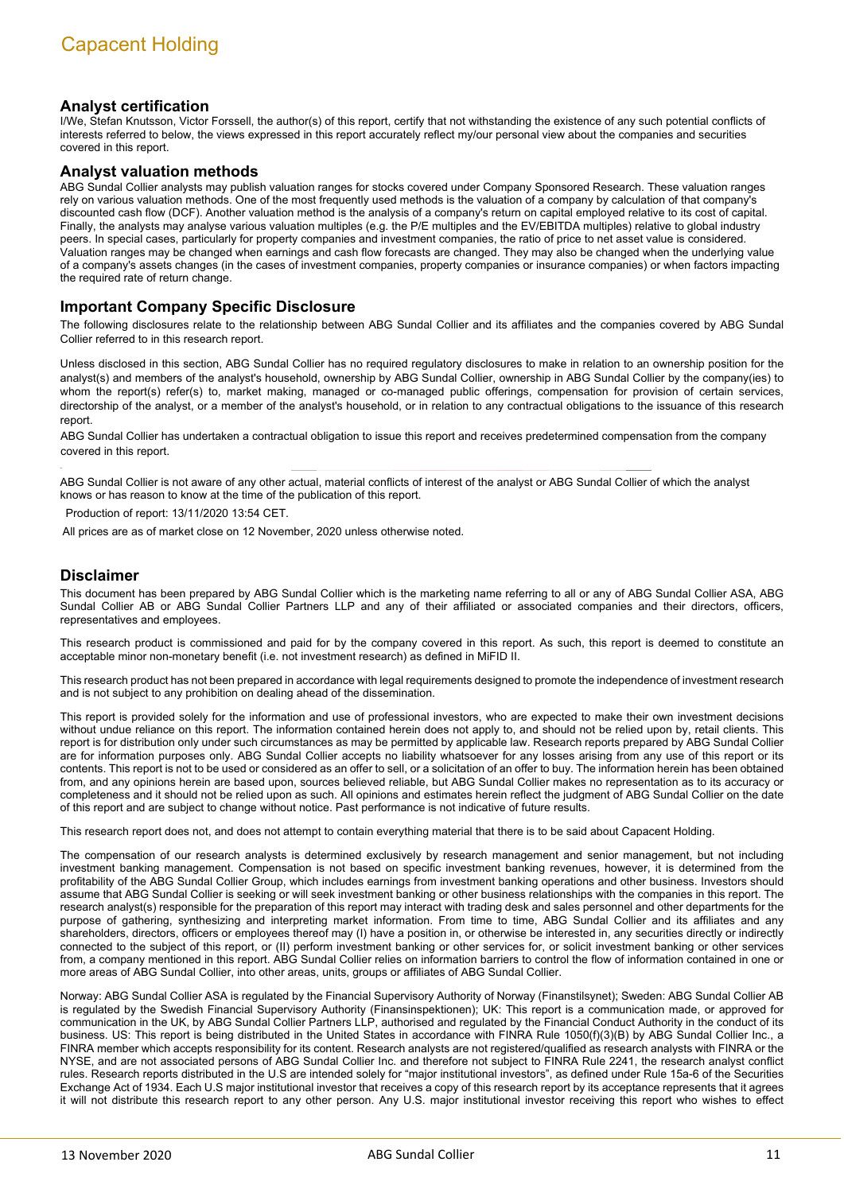## Analyst certification

I/We, Stefan Knutsson, Victor Forssell, the author(s) of this report, certify that not withstanding the existence of any such potential conflicts of interests referred to below, the views expressed in this report accurately reflect my/our personal view about the companies and securities covered in this report.

## Analyst valuation methods

ABG Sundal Collier analysts may publish valuation ranges for stocks covered under Company Sponsored Research. These valuation ranges rely on various valuation methods. One of the most frequently used methods is the valuation of a company by calculation of that company's discounted cash flow (DCF). Another valuation method is the analysis of a company's return on capital employed relative to its cost of capital. Finally, the analysts may analyse various valuation multiples (e.g. the P/E multiples and the EV/EBITDA multiples) relative to global industry peers. In special cases, particularly for property companies and investment companies, the ratio of price to net asset value is considered. Valuation ranges may be changed when earnings and cash flow forecasts are changed. They may also be changed when the underlying value of a company's assets changes (in the cases of investment companies, property companies or insurance companies) or when factors impacting the required rate of return change.

## Important Company Specific Disclosure

The following disclosures relate to the relationship between ABG Sundal Collier and its affiliates and the companies covered by ABG Sundal Collier referred to in this research report.

Unless disclosed in this section, ABG Sundal Collier has no required regulatory disclosures to make in relation to an ownership position for the analyst(s) and members of the analyst's household, ownership by ABG Sundal Collier, ownership in ABG Sundal Collier by the company(ies) to whom the report(s) refer(s) to, market making, managed or co-managed public offerings, compensation for provision of certain services, directorship of the analyst, or a member of the analyst's household, or in relation to any contractual obligations to the issuance of this research report.

ABG Sundal Collier has undertaken a contractual obligation to issue this report and receives predetermined compensation from the company covered in this report.

ABG Sundal Collier is not aware of any other actual, material conflicts of interest of the analyst or ABG Sundal Collier of which the analyst knows or has reason to know at the time of the publication of this report.

Production of report: 13/11/2020 13:54 CET.

All prices are as of market close on 12 November, 2020 unless otherwise noted.

## Disclaimer

This document has been prepared by ABG Sundal Collier which is the marketing name referring to all or any of ABG Sundal Collier ASA, ABG Sundal Collier AB or ABG Sundal Collier Partners LLP and any of their affiliated or associated companies and their directors, officers, representatives and employees.

This research product is commissioned and paid for by the company covered in this report. As such, this report is deemed to constitute an acceptable minor non-monetary benefit (i.e. not investment research) as defined in MiFID II.

This research product has not been prepared in accordance with legal requirements designed to promote the independence of investment research and is not subject to any prohibition on dealing ahead of the dissemination.

This report is provided solely for the information and use of professional investors, who are expected to make their own investment decisions without undue reliance on this report. The information contained herein does not apply to, and should not be relied upon by, retail clients. This report is for distribution only under such circumstances as may be permitted by applicable law. Research reports prepared by ABG Sundal Collier are for information purposes only. ABG Sundal Collier accepts no liability whatsoever for any losses arising from any use of this report or its contents. This report is not to be used or considered as an offer to sell, or a solicitation of an offer to buy. The information herein has been obtained from, and any opinions herein are based upon, sources believed reliable, but ABG Sundal Collier makes no representation as to its accuracy or completeness and it should not be relied upon as such. All opinions and estimates herein reflect the judgment of ABG Sundal Collier on the date of this report and are subject to change without notice. Past performance is not indicative of future results.

This research report does not, and does not attempt to contain everything material that there is to be said about Capacent Holding.

The compensation of our research analysts is determined exclusively by research management and senior management, but not including investment banking management. Compensation is not based on specific investment banking revenues, however, it is determined from the profitability of the ABG Sundal Collier Group, which includes earnings from investment banking operations and other business. Investors should assume that ABG Sundal Collier is seeking or will seek investment banking or other business relationships with the companies in this report. The research analyst(s) responsible for the preparation of this report may interact with trading desk and sales personnel and other departments for the purpose of gathering, synthesizing and interpreting market information. From time to time, ABG Sundal Collier and its affiliates and any shareholders, directors, officers or employees thereof may (I) have a position in, or otherwise be interested in, any securities directly or indirectly connected to the subject of this report, or (II) perform investment banking or other services for, or solicit investment banking or other services from, a company mentioned in this report. ABG Sundal Collier relies on information barriers to control the flow of information contained in one or more areas of ABG Sundal Collier, into other areas, units, groups or affiliates of ABG Sundal Collier.

Norway: ABG Sundal Collier ASA is regulated by the Financial Supervisory Authority of Norway (Finanstilsynet); Sweden: ABG Sundal Collier AB is regulated by the Swedish Financial Supervisory Authority (Finansinspektionen); UK: This report is a communication made, or approved for communication in the UK, by ABG Sundal Collier Partners LLP, authorised and regulated by the Financial Conduct Authority in the conduct of its business. US: This report is being distributed in the United States in accordance with FINRA Rule 1050(f)(3)(B) by ABG Sundal Collier Inc., a FINRA member which accepts responsibility for its content. Research analysts are not registered/qualified as research analysts with FINRA or the NYSE, and are not associated persons of ABG Sundal Collier Inc. and therefore not subject to FINRA Rule 2241, the research analyst conflict rules. Research reports distributed in the U.S are intended solely for "major institutional investors", as defined under Rule 15a-6 of the Securities Exchange Act of 1934. Each U.S major institutional investor that receives a copy of this research report by its acceptance represents that it agrees it will not distribute this research report to any other person. Any U.S. major institutional investor receiving this report who wishes to effect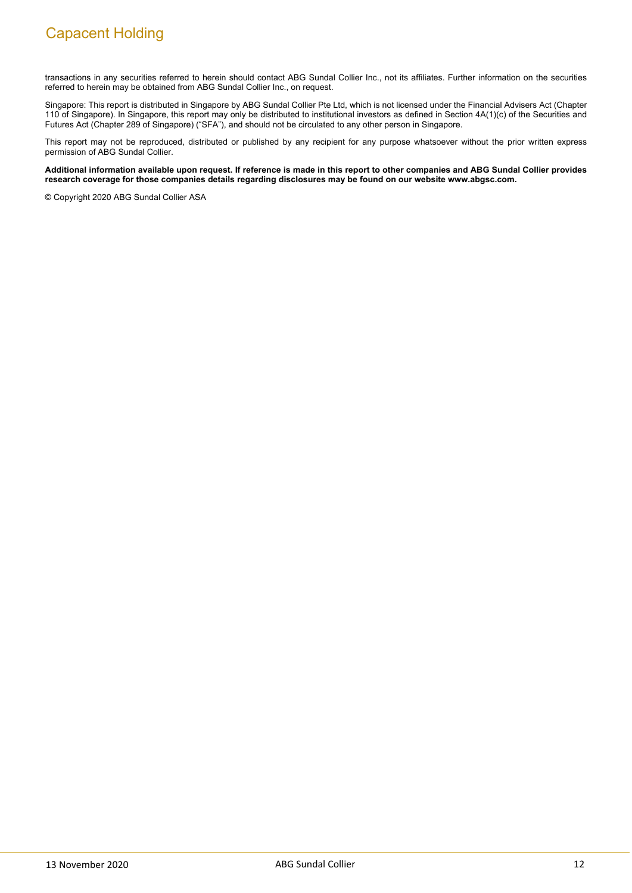transactions in any securities referred to herein should contact ABG Sundal Collier Inc., not its affiliates. Further information on the securities referred to herein may be obtained from ABG Sundal Collier Inc., on request.

Singapore: This report is distributed in Singapore by ABG Sundal Collier Pte Ltd, which is not licensed under the Financial Advisers Act (Chapter 110 of Singapore). In Singapore, this report may only be distributed to institutional investors as defined in Section 4A(1)(c) of the Securities and Futures Act (Chapter 289 of Singapore) ("SFA"), and should not be circulated to any other person in Singapore.

This report may not be reproduced, distributed or published by any recipient for any purpose whatsoever without the prior written express permission of ABG Sundal Collier.

**Additional information available upon request. If reference is made in this report to other companies and ABG Sundal Collier provides research coverage for those companies details regarding disclosures may be found on our website www.abgsc.com.**

© Copyright 2020 ABG Sundal Collier ASA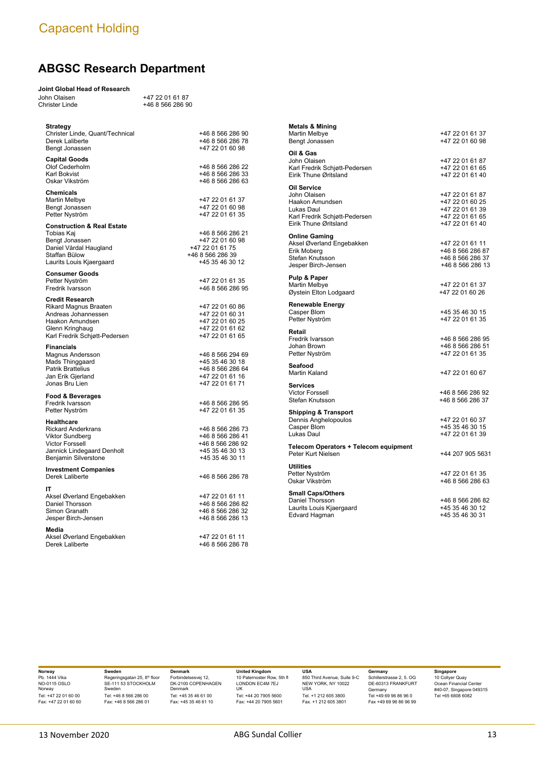# Capacent Holding

## ABGSC Research Department

**Joint Global Head of Research**

| | |
|---|---|
| John Olaisen | +47 22 01 61 87 |
| Christer Linde | +46 8 566 286 90 |

**Strategy**
Christer Linde, Quant/Technical +46 8 566 286 90
Derek Laliberte +46 8 566 286 78
Bengt Jonassen +47 22 01 60 98

**Capital Goods**
Olof Cederholm +46 8 566 286 22
Karl Bokvist +46 8 566 286 33
Oskar Vikström +46 8 566 286 63

**Chemicals**
Martin Melbye +47 22 01 61 37
Bengt Jonassen +47 22 01 60 98
Petter Nyström +47 22 01 61 35

**Construction & Real Estate**
Tobias Kaj +46 8 566 286 21
Bengt Jonassen +47 22 01 60 98
Daniel Vårdal Haugland +47 22 01 61 75
Staffan Bülow +46 8 566 286 39
Laurits Louis Kjaergaard +45 35 46 30 12

**Consumer Goods**
Petter Nyström +47 22 01 61 35
Fredrik Ivarsson +46 8 566 286 95

**Credit Research**
Rikard Magnus Braaten +47 22 01 60 86
Andreas Johannessen +47 22 01 60 31
Haakon Amundsen +47 22 01 60 25
Glenn Kringhaug +47 22 01 61 62
Karl Fredrik Schjøtt-Pedersen +47 22 01 61 65

**Financials**
Magnus Andersson +46 8 566 294 69
Mads Thinggaard +45 35 46 30 18
Patrik Brattelius +46 8 566 286 64
Jan Erik Gjerland +47 22 01 61 16
Jonas Bru Lien +47 22 01 61 71

**Food & Beverages**
Fredrik Ivarsson +46 8 566 286 95
Petter Nyström +47 22 01 61 35

**Healthcare**
Rickard Anderkrans +46 8 566 286 73
Viktor Sundberg +46 8 566 286 41
Victor Forssell +46 8 566 286 92
Jannick Lindegaard Denholt +45 35 46 30 13
Benjamin Silverstone +45 35 46 30 11

**Investment Companies**
Derek Laliberte +46 8 566 286 78

**IT**
Aksel Øverland Engebakken +47 22 01 61 11
Daniel Thorsson +46 8 566 286 82
Simon Granath +46 8 566 286 32
Jesper Birch-Jensen +46 8 566 286 13

**Media**
Aksel Øverland Engebakken +47 22 01 61 11
Derek Laliberte +46 8 566 286 78

**Metals & Mining**
Martin Melbye +47 22 01 61 37
Bengt Jonassen +47 22 01 60 98

**Oil & Gas**
John Olaisen +47 22 01 61 87
Karl Fredrik Schjøtt-Pedersen +47 22 01 61 65
Eirik Thune Øritsland +47 22 01 61 40

**Oil Service**
John Olaisen +47 22 01 61 87
Haakon Amundsen +47 22 01 60 25
Lukas Daul +47 22 01 61 39
Karl Fredrik Schjøtt-Pedersen +47 22 01 61 65
Eirik Thune Øritsland +47 22 01 61 40

**Online Gaming**
Aksel Øverland Engebakken +47 22 01 61 11
Erik Moberg +46 8 566 286 87
Stefan Knutsson +46 8 566 286 37
Jesper Birch-Jensen +46 8 566 286 13

**Pulp & Paper**
Martin Melbye +47 22 01 61 37
Øystein Elton Lodgaard +47 22 01 60 26

**Renewable Energy**
Casper Blom +45 35 46 30 15
Petter Nyström +47 22 01 61 35

**Retail**
Fredrik Ivarsson +46 8 566 286 95
Johan Brown +46 8 566 286 51
Petter Nyström +47 22 01 61 35

**Seafood**
Martin Kaland +47 22 01 60 67

**Services**
Victor Forssell +46 8 566 286 92
Stefan Knutsson +46 8 566 286 37

**Shipping & Transport**
Dennis Anghelopoulos +47 22 01 60 37
Casper Blom +45 35 46 30 15
Lukas Daul +47 22 01 61 39

**Telecom Operators + Telecom equipment**
Peter Kurt Nielsen +44 207 905 5631

**Utilities**
Petter Nyström +47 22 01 61 35
Oskar Vikström +46 8 566 286 63

**Small Caps/Others**
Daniel Thorsson +46 8 566 286 82
Laurits Louis Kjaergaard +45 35 46 30 12
Edvard Hagman +45 35 46 30 31

**Norway**
Pb. 1444 Vika
NO-0115 OSLO
Norway
Tel: +47 22 01 60 00
Fax: +47 22 01 60 60

**Sweden**
Regeringsgatan 25, 8th floor
SE-111 53 STOCKHOLM
Sweden
Tel: +46 8 566 286 00
Fax: +46 8 566 286 01

**Denmark**
Forbindelsesvej 12,
DK-2100 COPENHAGEN
Denmark
Tel: +45 35 46 61 00
Fax: +45 35 46 61 10

**United Kingdom**
10 Paternoster Row, 5th fl
LONDON EC4M 7EJ
UK
Tel: +44 20 7905 5600
Fax: +44 20 7905 5601

**USA**
850 Third Avenue, Suite 9-C
NEW YORK, NY 10022
USA
Tel. +1 212 605 3800
Fax. +1 212 605 3801

**Germany**
Schillerstrasse 2, 5. OG
DE-60313 FRANKFURT
Germany
Tel +49 69 96 86 96 0
Fax +49 69 96 86 96 99

**Singapore**
10 Collyer Quay
Ocean Financial Center
#40-07, Singapore 049315
Tel +65 6808 6082